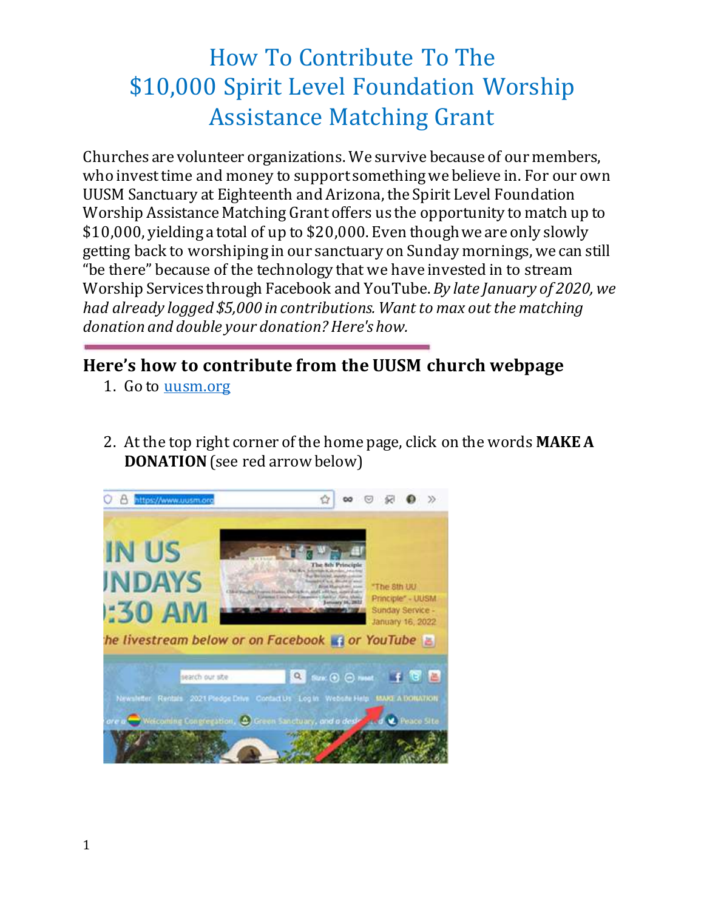# How To Contribute To The $10,000 Spirit Level Foundation Worship Assistance Matching Grant

Churches are volunteer organizations. We survive because of our members, who invest time and money to support something we believe in. For our own UUSM Sanctuary at Eighteenth and Arizona, the Spirit Level Foundation Worship Assistance Matching Grant offers us the opportunity to match up to $10,000, yielding a total of up to $20,000. Even though we are only slowly getting back to worshiping in our sanctuary on Sunday mornings, we can still "be there" because of the technology that we have invested in to stream Worship Services through Facebook and YouTube. *By late January of 2020, we had already logged $5,000 in contributions. Want to max out the matching donation and double your donation? Here's how.*

---

## Here's how to contribute from the UUSM church webpage

1. Go to [uusm.org](uusm.org)

2. At the top right corner of the home page, click on the words **MAKE A DONATION** (see red arrow below)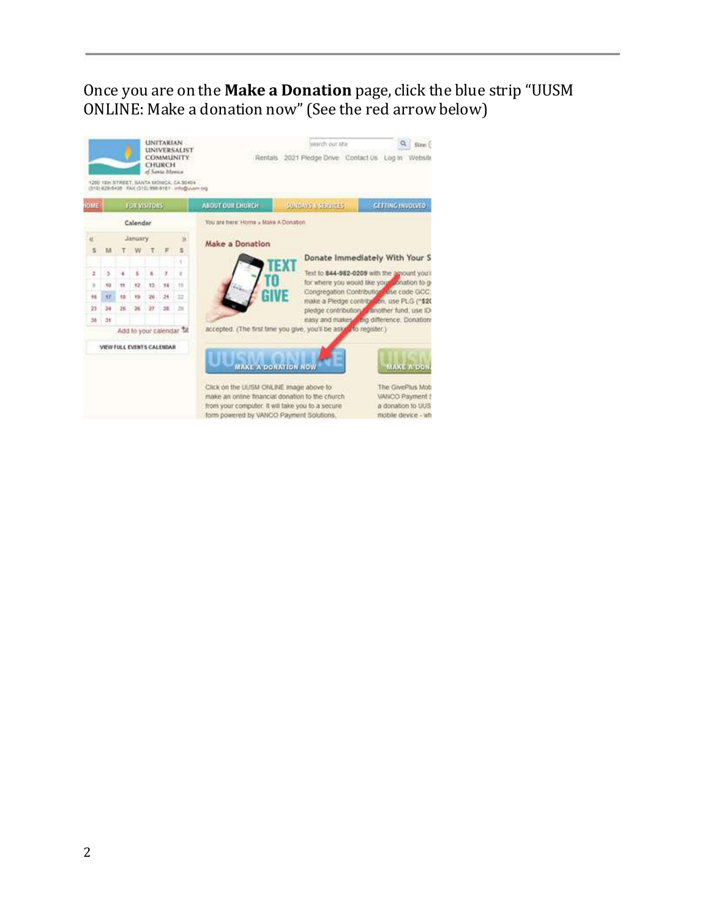Once you are on the **Make a Donation** page, click the blue strip "UUSM ONLINE: Make a donation now" (See the red arrow below)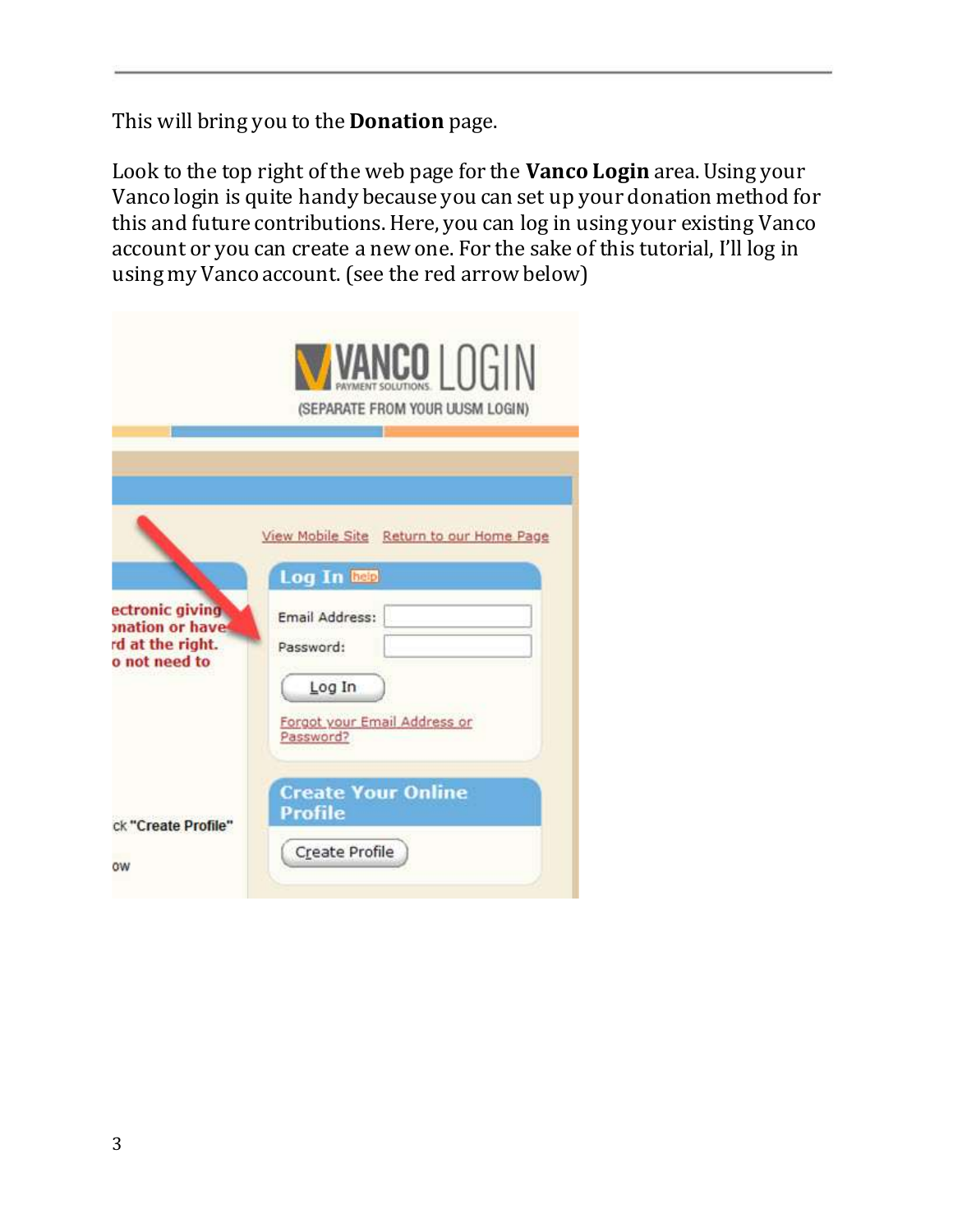This will bring you to the **Donation** page.

Look to the top right of the web page for the **Vanco Login** area. Using your Vanco login is quite handy because you can set up your donation method for this and future contributions. Here, you can log in using your existing Vanco account or you can create a new one. For the sake of this tutorial, I'll log in using my Vanco account. (see the red arrow below)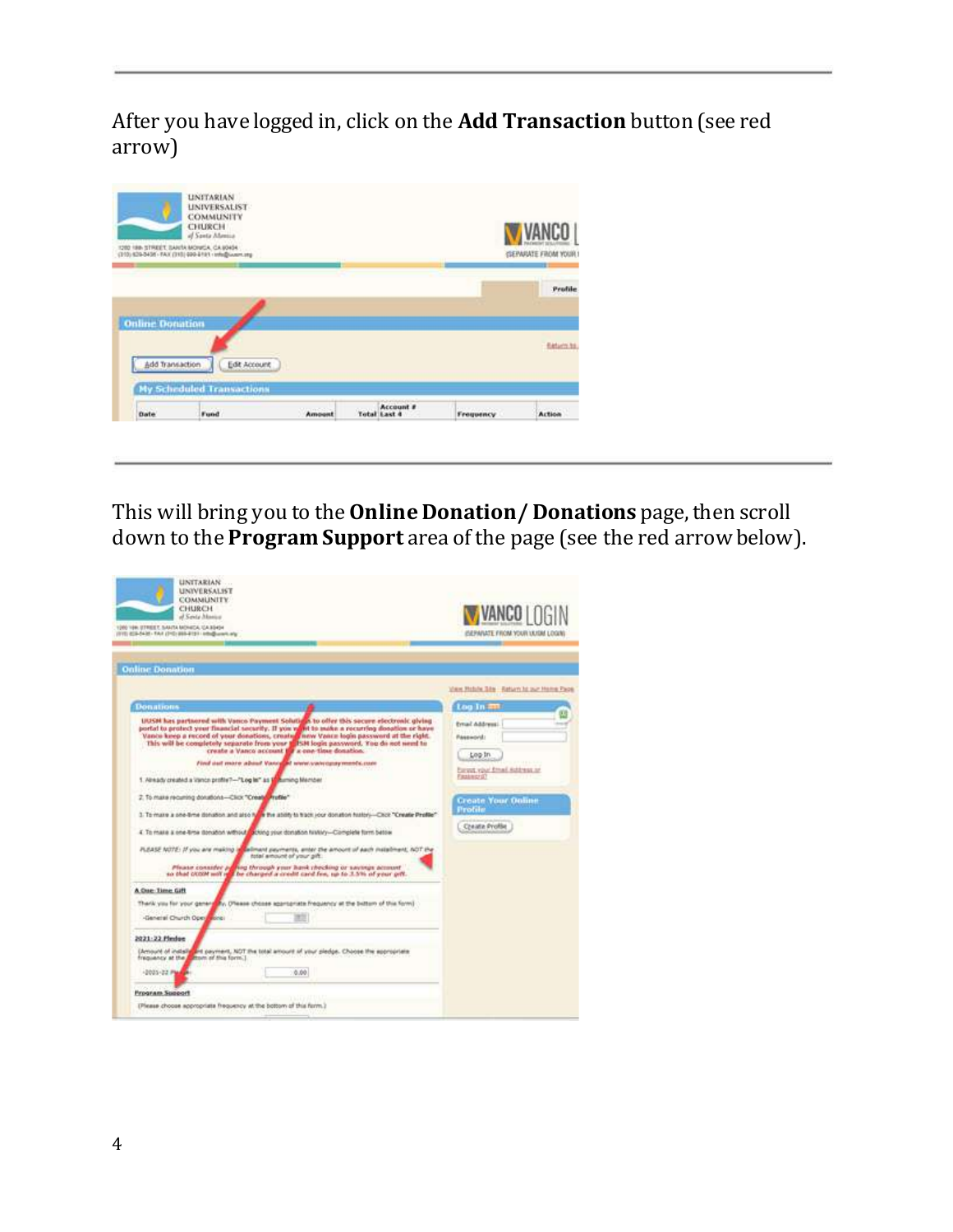After you have logged in, click on the **Add Transaction** button (see red arrow)

---

This will bring you to the **Online Donation/ Donations** page, then scroll down to the **Program Support** area of the page (see the red arrow below).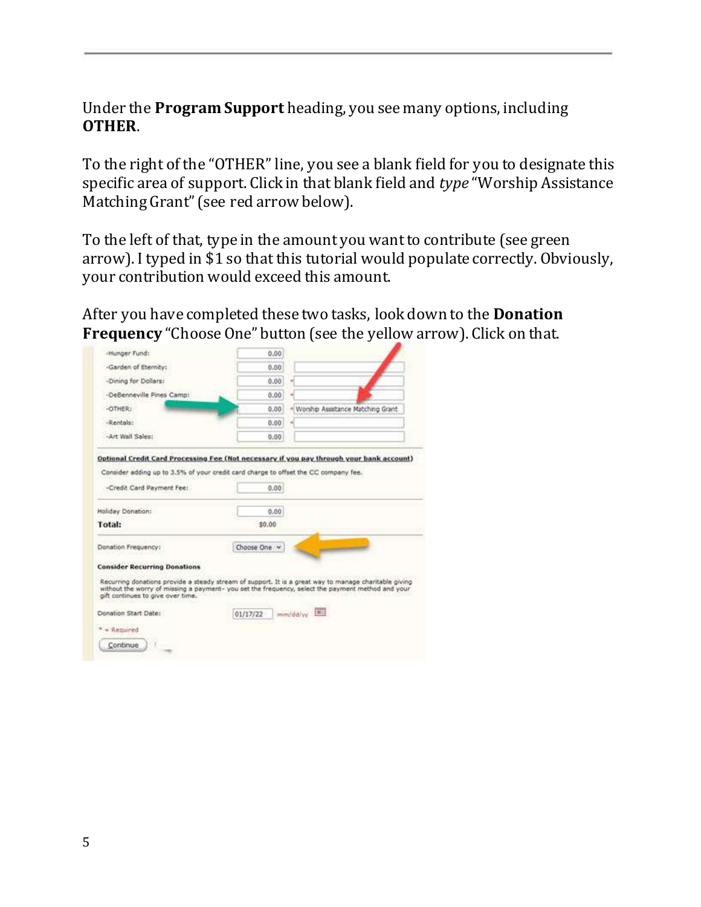Under the **Program Support** heading, you see many options, including **OTHER**.

To the right of the "OTHER" line, you see a blank field for you to designate this specific area of support. Click in that blank field and *type* "Worship Assistance Matching Grant" (see red arrow below).

To the left of that, type in the amount you want to contribute (see green arrow). I typed in $1 so that this tutorial would populate correctly. Obviously, your contribution would exceed this amount.

After you have completed these two tasks, look down to the **Donation Frequency** "Choose One" button (see the yellow arrow). Click on that.

| | | |
|---|---|---|
| -Hunger Fund: | 0.00 | |
| -Garden of Eternity: | 0.00 | |
| -Dining for Dollars: | 0.00 | * |
| -DeBenneville Pines Camp: | 0.00 | * |
| -OTHER: | 0.00 | * Worship Assistance Matching Grant |
| -Rentals: | 0.00 | * |
| -Art Wall Sales: | 0.00 | |

**Optional Credit Card Processing Fee (Not necessary if you pay through your bank account)**

Consider adding up to 3.5% of your credit card charge to offset the CC company fee.

| | |
|---|---|
| -Credit Card Payment Fee: | 0.00 |
| Holiday Donation: | 0.00 |
| **Total:** | $0.00 |
| Donation Frequency: | Choose One |

**Consider Recurring Donations**

Recurring donations provide a steady stream of support. It is a great way to manage charitable giving without the worry of missing a payment- you set the frequency, select the payment method and your gift continues to give over time.

Donation Start Date: 01/17/22 mm/dd/yy

* = Required

Continue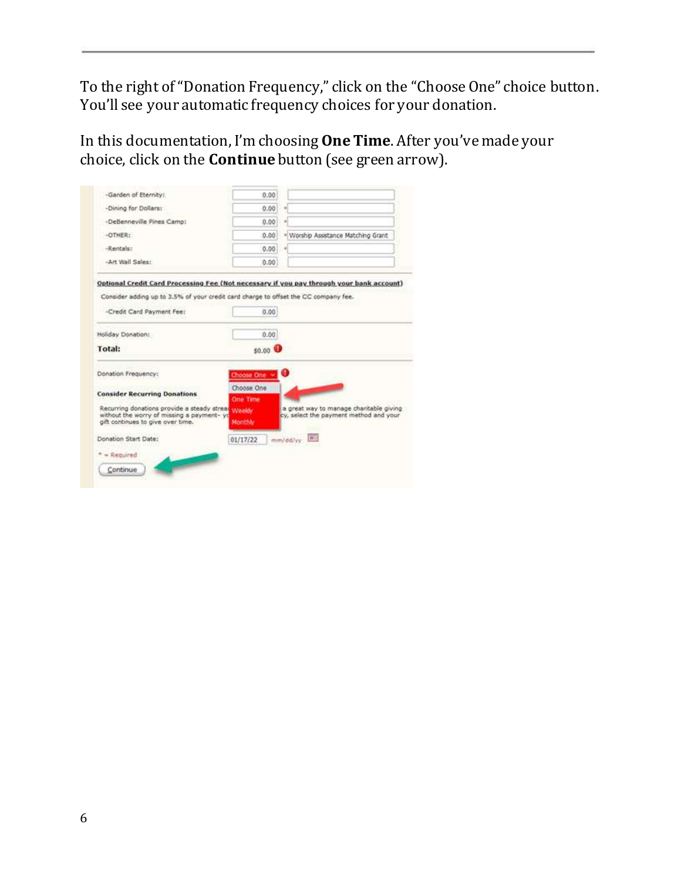To the right of "Donation Frequency," click on the "Choose One" choice button. You'll see your automatic frequency choices for your donation.

In this documentation, I'm choosing **One Time**. After you've made your choice, click on the **Continue** button (see green arrow).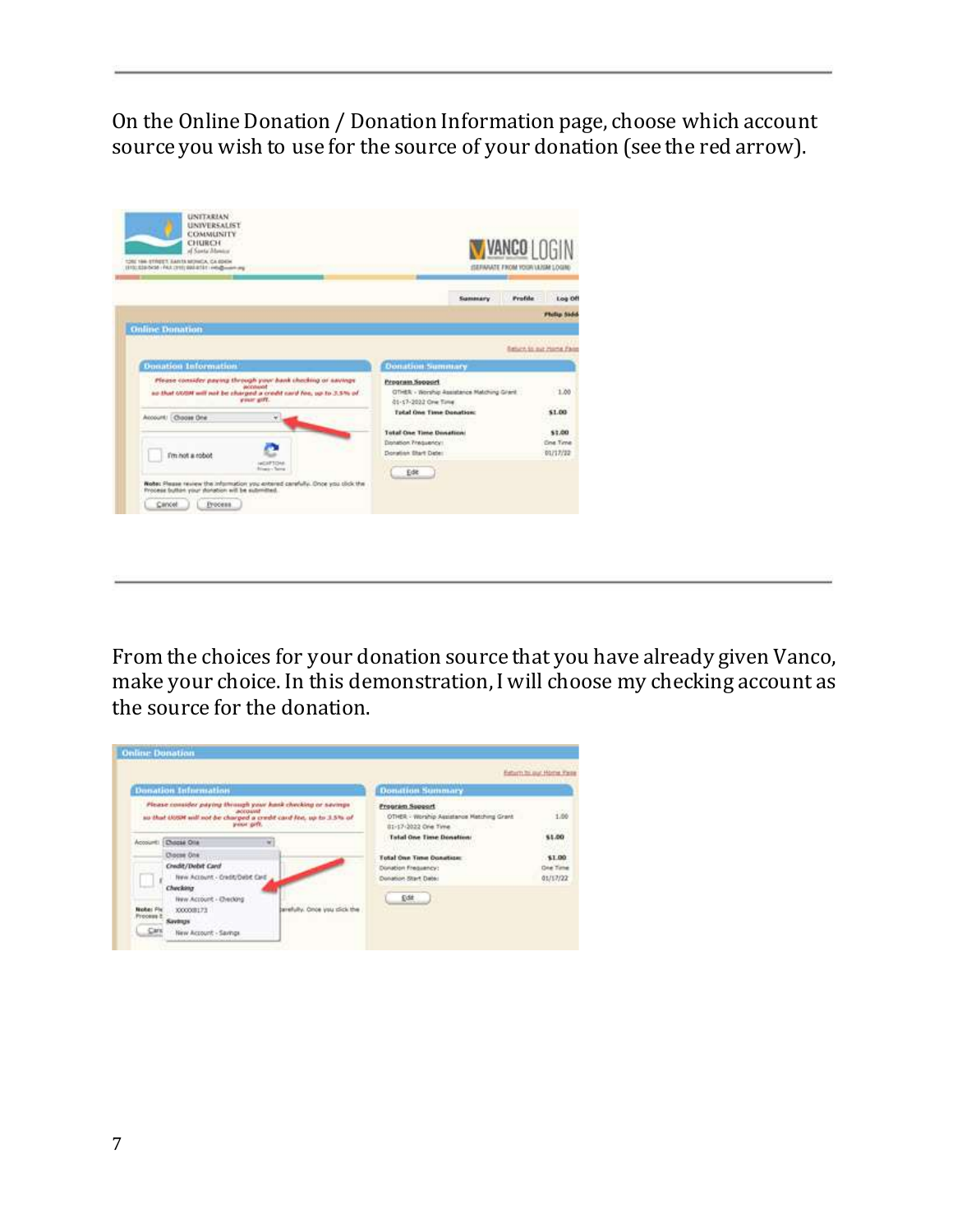On the Online Donation / Donation Information page, choose which account source you wish to use for the source of your donation (see the red arrow).

---

From the choices for your donation source that you have already given Vanco, make your choice. In this demonstration, I will choose my checking account as the source for the donation.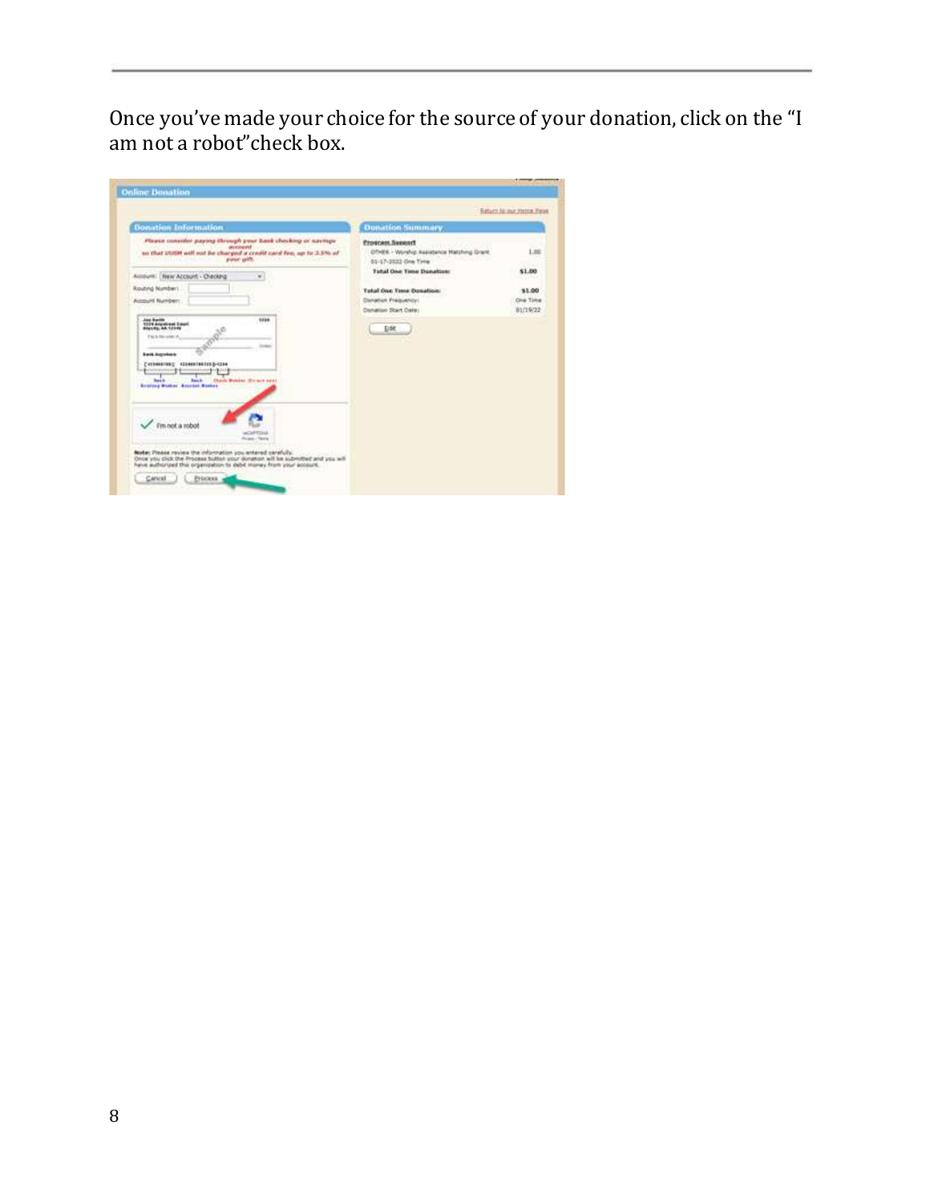Once you've made your choice for the source of your donation, click on the "I am not a robot"check box.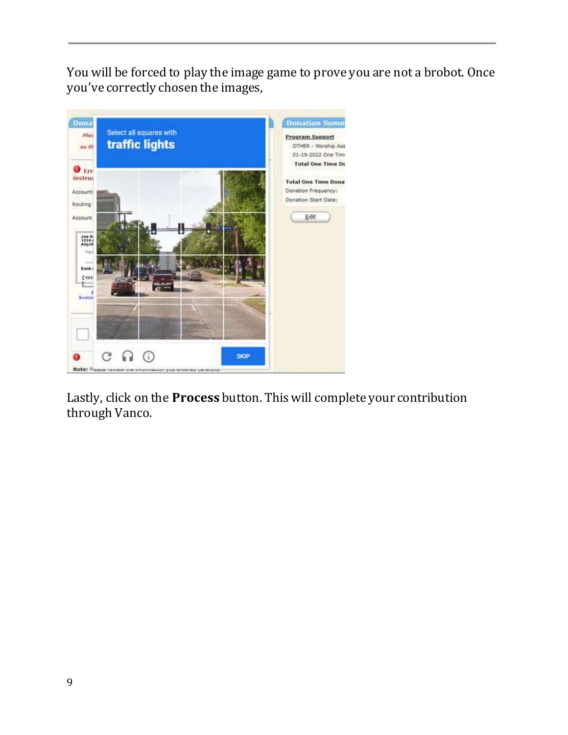You will be forced to play the image game to prove you are not a brobot. Once you've correctly chosen the images,

Lastly, click on the **Process** button. This will complete your contribution through Vanco.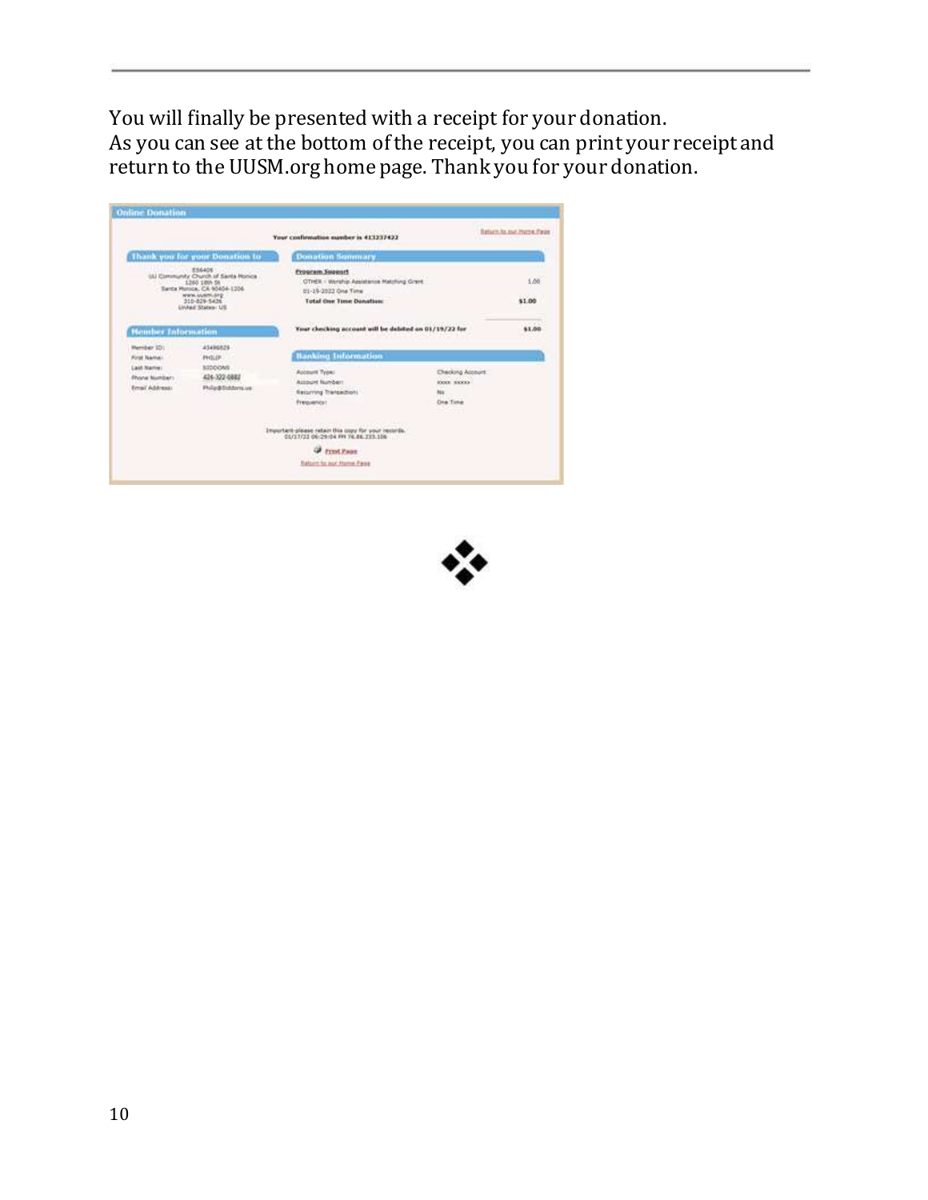You will finally be presented with a receipt for your donation.
As you can see at the bottom of the receipt, you can print your receipt and return to the UUSM.org home page. Thank you for your donation.